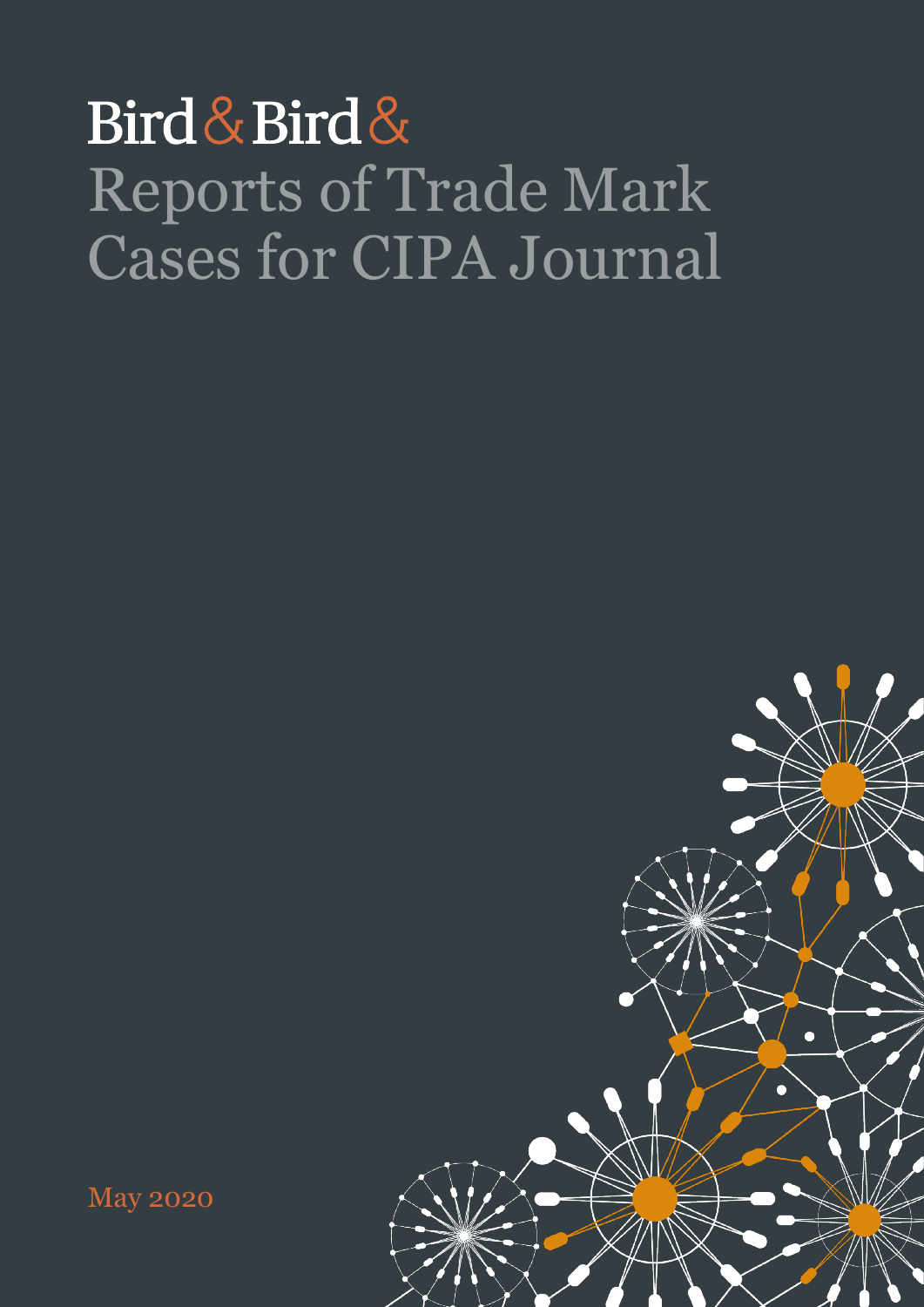Bird & Bird &

# Reports of Trade Mark Cases for CIPA Journal

May 2020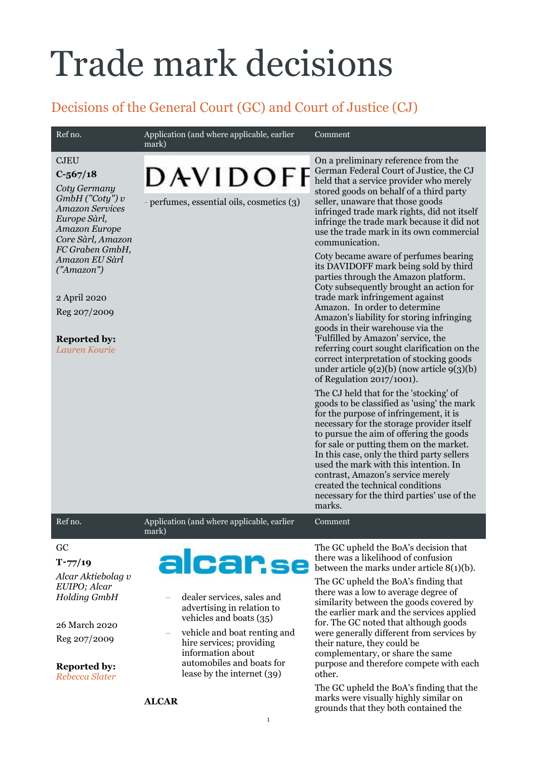# Trade mark decisions

## Decisions of the General Court (GC) and Court of Justice (CJ)

| Ref no. | Application (and where applicable, earlier mark) | Comment |
| --- | --- | --- |
| CJEU<br>**C-567/18**<br>*Coty Germany GmbH ("Coty") v Amazon Services Europe Sàrl, Amazon Europe Core Sàrl, Amazon FC Graben GmbH, Amazon EU Sàrl ("Amazon")*<br><br>2 April 2020<br>Reg 207/2009<br><br>**Reported by:** *Lauren Kourie* | DAVIDOFF<br>- perfumes, essential oils, cosmetics (3) | On a preliminary reference from the German Federal Court of Justice, the CJ held that a service provider who merely stored goods on behalf of a third party seller, unaware that those goods infringed trade mark rights, did not itself infringe the trade mark because it did not use the trade mark in its own commercial communication.<br><br>Coty became aware of perfumes bearing its DAVIDOFF mark being sold by third parties through the Amazon platform. Coty subsequently brought an action for trade mark infringement against Amazon. In order to determine Amazon's liability for storing infringing goods in their warehouse via the 'Fulfilled by Amazon' service, the referring court sought clarification on the correct interpretation of stocking goods under article 9(2)(b) (now article 9(3)(b) of Regulation 2017/1001).<br><br>The CJ held that for the 'stocking' of goods to be classified as 'using' the mark for the purpose of infringement, it is necessary for the storage provider itself to pursue the aim of offering the goods for sale or putting them on the market. In this case, only the third party sellers used the mark with this intention. In contrast, Amazon's service merely created the technical conditions necessary for the third parties' use of the marks. |

| Ref no. | Application (and where applicable, earlier mark) | Comment |
| --- | --- | --- |
| GC<br>**T-77/19**<br>*Alcar Aktiebolag v EUIPO; Alcar Holding GmbH*<br><br>26 March 2020<br>Reg 207/2009<br><br>**Reported by:** *Rebecca Slater* | alcar.se<br>– dealer services, sales and advertising in relation to vehicles and boats (35)<br>– vehicle and boat renting and hire services; providing information about automobiles and boats for lease by the internet (39)<br><br>**ALCAR** | The GC upheld the BoA's decision that there was a likelihood of confusion between the marks under article 8(1)(b).<br><br>The GC upheld the BoA's finding that there was a low to average degree of similarity between the goods covered by the earlier mark and the services applied for. The GC noted that although goods were generally different from services by their nature, they could be complementary, or share the same purpose and therefore compete with each other.<br><br>The GC upheld the BoA's finding that the marks were visually highly similar on grounds that they both contained the |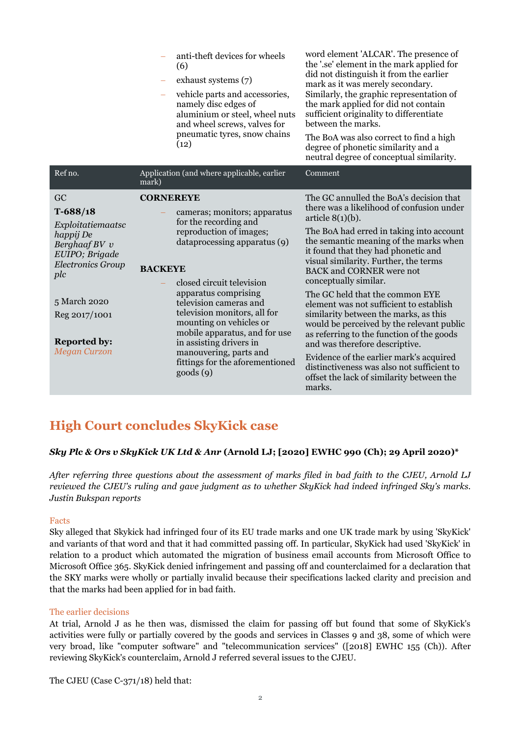| | | |
|---|---|---|
| | – anti-theft devices for wheels (6)<br>– exhaust systems (7)<br>– vehicle parts and accessories, namely disc edges of aluminium or steel, wheel nuts and wheel screws, valves for pneumatic tyres, snow chains (12) | word element 'ALCAR'. The presence of the '.se' element in the mark applied for did not distinguish it from the earlier mark as it was merely secondary. Similarly, the graphic representation of the mark applied for did not contain sufficient originality to differentiate between the marks.<br><br>The BoA was also correct to find a high degree of phonetic similarity and a neutral degree of conceptual similarity. |

| Ref no. | Application (and where applicable, earlier mark) | Comment |
|---|---|---|
| GC<br>**T-688/18**<br>*Exploitatiemaatschappij De Berghaaf BV v EUIPO; Brigade Electronics Group plc*<br><br>5 March 2020<br>Reg 2017/1001<br><br>**Reported by:** *Megan Curzon* | **CORNEREYE**<br>– cameras; monitors; apparatus for the recording and reproduction of images; dataprocessing apparatus (9)<br><br>**BACKEYE**<br>– closed circuit television apparatus comprising television cameras and television monitors, all for mounting on vehicles or mobile apparatus, and for use in assisting drivers in manouvering, parts and fittings for the aforementioned goods (9) | The GC annulled the BoA's decision that there was a likelihood of confusion under article 8(1)(b).<br><br>The BoA had erred in taking into account the semantic meaning of the marks when it found that they had phonetic and visual similarity. Further, the terms BACK and CORNER were not conceptually similar.<br><br>The GC held that the common EYE element was not sufficient to establish similarity between the marks, as this would be perceived by the relevant public as referring to the function of the goods and was therefore descriptive.<br><br>Evidence of the earlier mark's acquired distinctiveness was also not sufficient to offset the lack of similarity between the marks. |

## High Court concludes SkyKick case

***Sky Plc & Ors v SkyKick UK Ltd & Anr* (Arnold LJ; [2020] EWHC 990 (Ch); 29 April 2020)***

*After referring three questions about the assessment of marks filed in bad faith to the CJEU, Arnold LJ reviewed the CJEU's ruling and gave judgment as to whether SkyKick had indeed infringed Sky's marks. Justin Bukspan reports*

### Facts

Sky alleged that Skykick had infringed four of its EU trade marks and one UK trade mark by using 'SkyKick' and variants of that word and that it had committed passing off. In particular, SkyKick had used 'SkyKick' in relation to a product which automated the migration of business email accounts from Microsoft Office to Microsoft Office 365. SkyKick denied infringement and passing off and counterclaimed for a declaration that the SKY marks were wholly or partially invalid because their specifications lacked clarity and precision and that the marks had been applied for in bad faith.

### The earlier decisions

At trial, Arnold J as he then was, dismissed the claim for passing off but found that some of SkyKick's activities were fully or partially covered by the goods and services in Classes 9 and 38, some of which were very broad, like "computer software" and "telecommunication services" ([2018] EWHC 155 (Ch)). After reviewing SkyKick's counterclaim, Arnold J referred several issues to the CJEU.

The CJEU (Case C-371/18) held that: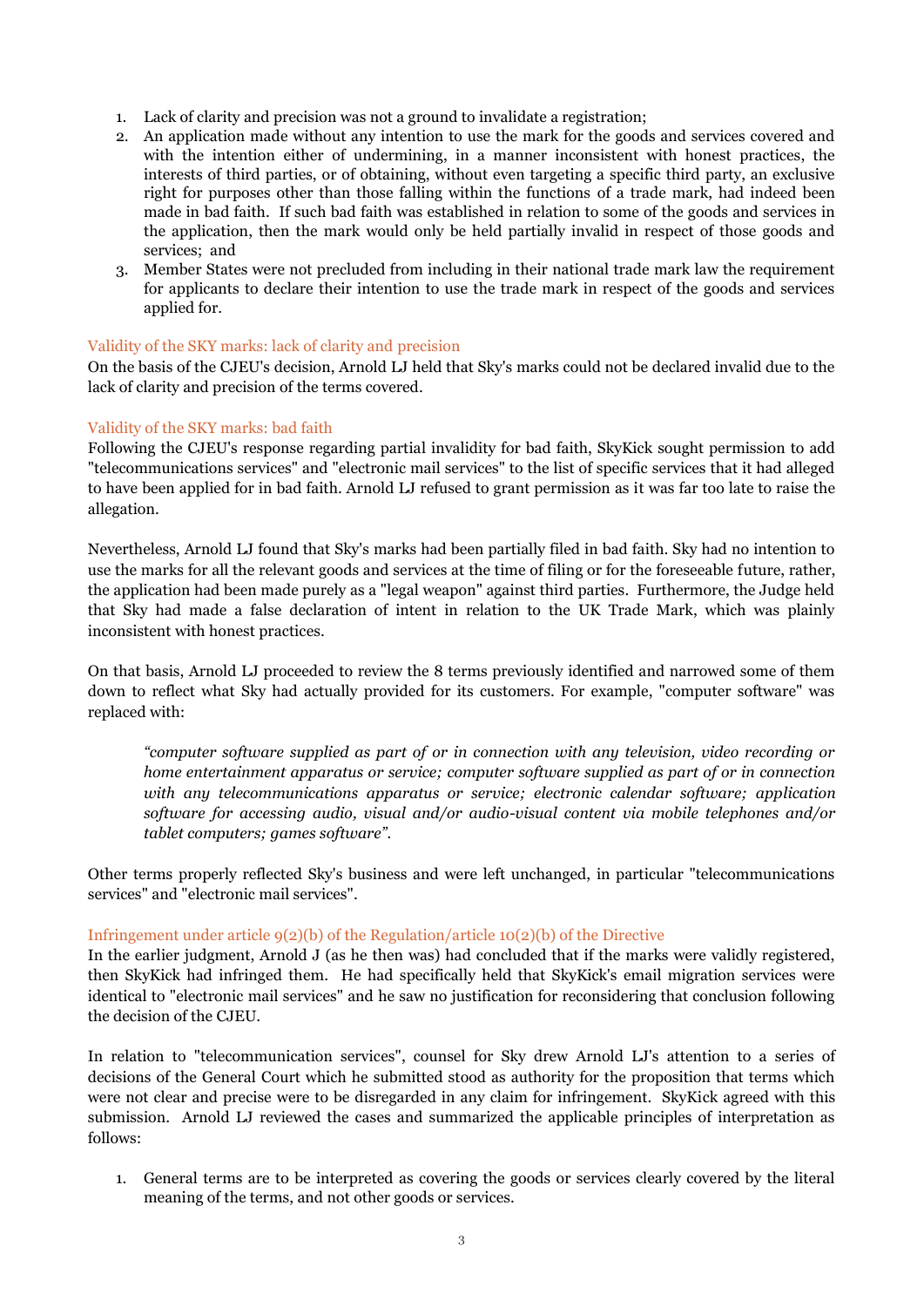1. Lack of clarity and precision was not a ground to invalidate a registration;
2. An application made without any intention to use the mark for the goods and services covered and with the intention either of undermining, in a manner inconsistent with honest practices, the interests of third parties, or of obtaining, without even targeting a specific third party, an exclusive right for purposes other than those falling within the functions of a trade mark, had indeed been made in bad faith. If such bad faith was established in relation to some of the goods and services in the application, then the mark would only be held partially invalid in respect of those goods and services; and
3. Member States were not precluded from including in their national trade mark law the requirement for applicants to declare their intention to use the trade mark in respect of the goods and services applied for.

### Validity of the SKY marks: lack of clarity and precision

On the basis of the CJEU's decision, Arnold LJ held that Sky's marks could not be declared invalid due to the lack of clarity and precision of the terms covered.

### Validity of the SKY marks: bad faith

Following the CJEU's response regarding partial invalidity for bad faith, SkyKick sought permission to add "telecommunications services" and "electronic mail services" to the list of specific services that it had alleged to have been applied for in bad faith. Arnold LJ refused to grant permission as it was far too late to raise the allegation.

Nevertheless, Arnold LJ found that Sky's marks had been partially filed in bad faith. Sky had no intention to use the marks for all the relevant goods and services at the time of filing or for the foreseeable future, rather, the application had been made purely as a "legal weapon" against third parties. Furthermore, the Judge held that Sky had made a false declaration of intent in relation to the UK Trade Mark, which was plainly inconsistent with honest practices.

On that basis, Arnold LJ proceeded to review the 8 terms previously identified and narrowed some of them down to reflect what Sky had actually provided for its customers. For example, "computer software" was replaced with:

> *"computer software supplied as part of or in connection with any television, video recording or home entertainment apparatus or service; computer software supplied as part of or in connection with any telecommunications apparatus or service; electronic calendar software; application software for accessing audio, visual and/or audio-visual content via mobile telephones and/or tablet computers; games software".*

Other terms properly reflected Sky's business and were left unchanged, in particular "telecommunications services" and "electronic mail services".

### Infringement under article 9(2)(b) of the Regulation/article 10(2)(b) of the Directive

In the earlier judgment, Arnold J (as he then was) had concluded that if the marks were validly registered, then SkyKick had infringed them. He had specifically held that SkyKick's email migration services were identical to "electronic mail services" and he saw no justification for reconsidering that conclusion following the decision of the CJEU.

In relation to "telecommunication services", counsel for Sky drew Arnold LJ's attention to a series of decisions of the General Court which he submitted stood as authority for the proposition that terms which were not clear and precise were to be disregarded in any claim for infringement. SkyKick agreed with this submission. Arnold LJ reviewed the cases and summarized the applicable principles of interpretation as follows:

1. General terms are to be interpreted as covering the goods or services clearly covered by the literal meaning of the terms, and not other goods or services.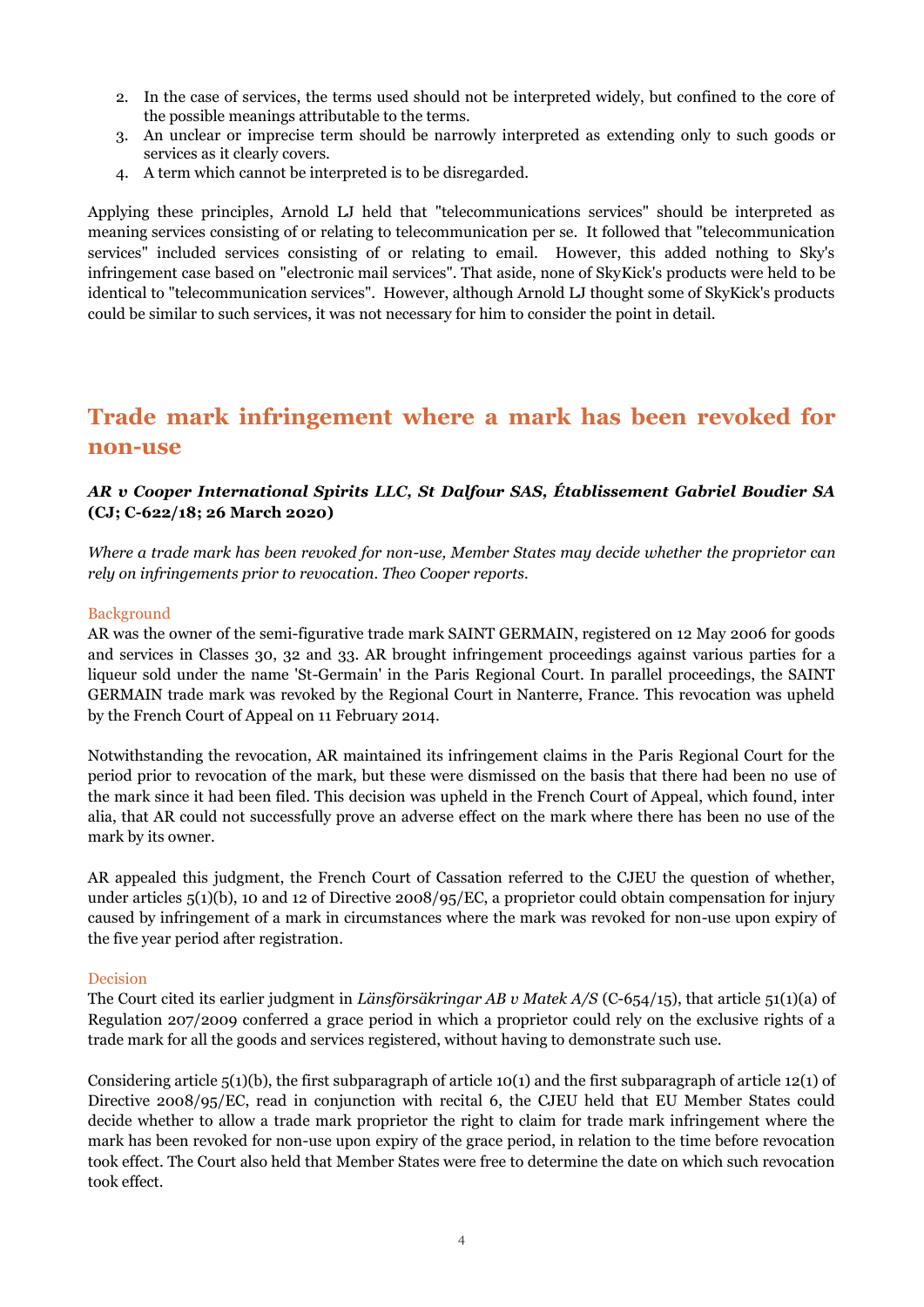2. In the case of services, the terms used should not be interpreted widely, but confined to the core of the possible meanings attributable to the terms.
3. An unclear or imprecise term should be narrowly interpreted as extending only to such goods or services as it clearly covers.
4. A term which cannot be interpreted is to be disregarded.

Applying these principles, Arnold LJ held that "telecommunications services" should be interpreted as meaning services consisting of or relating to telecommunication per se. It followed that "telecommunication services" included services consisting of or relating to email. However, this added nothing to Sky's infringement case based on "electronic mail services". That aside, none of SkyKick's products were held to be identical to "telecommunication services". However, although Arnold LJ thought some of SkyKick's products could be similar to such services, it was not necessary for him to consider the point in detail.

## Trade mark infringement where a mark has been revoked for non-use

***AR v Cooper International Spirits LLC, St Dalfour SAS, Établissement Gabriel Boudier SA* (CJ; C-622/18; 26 March 2020)**

*Where a trade mark has been revoked for non-use, Member States may decide whether the proprietor can rely on infringements prior to revocation. Theo Cooper reports.*

### Background

AR was the owner of the semi-figurative trade mark SAINT GERMAIN, registered on 12 May 2006 for goods and services in Classes 30, 32 and 33. AR brought infringement proceedings against various parties for a liqueur sold under the name 'St-Germain' in the Paris Regional Court. In parallel proceedings, the SAINT GERMAIN trade mark was revoked by the Regional Court in Nanterre, France. This revocation was upheld by the French Court of Appeal on 11 February 2014.

Notwithstanding the revocation, AR maintained its infringement claims in the Paris Regional Court for the period prior to revocation of the mark, but these were dismissed on the basis that there had been no use of the mark since it had been filed. This decision was upheld in the French Court of Appeal, which found, inter alia, that AR could not successfully prove an adverse effect on the mark where there has been no use of the mark by its owner.

AR appealed this judgment, the French Court of Cassation referred to the CJEU the question of whether, under articles 5(1)(b), 10 and 12 of Directive 2008/95/EC, a proprietor could obtain compensation for injury caused by infringement of a mark in circumstances where the mark was revoked for non-use upon expiry of the five year period after registration.

### Decision

The Court cited its earlier judgment in *Länsförsäkringar AB v Matek A/S* (C-654/15), that article 51(1)(a) of Regulation 207/2009 conferred a grace period in which a proprietor could rely on the exclusive rights of a trade mark for all the goods and services registered, without having to demonstrate such use.

Considering article 5(1)(b), the first subparagraph of article 10(1) and the first subparagraph of article 12(1) of Directive 2008/95/EC, read in conjunction with recital 6, the CJEU held that EU Member States could decide whether to allow a trade mark proprietor the right to claim for trade mark infringement where the mark has been revoked for non-use upon expiry of the grace period, in relation to the time before revocation took effect. The Court also held that Member States were free to determine the date on which such revocation took effect.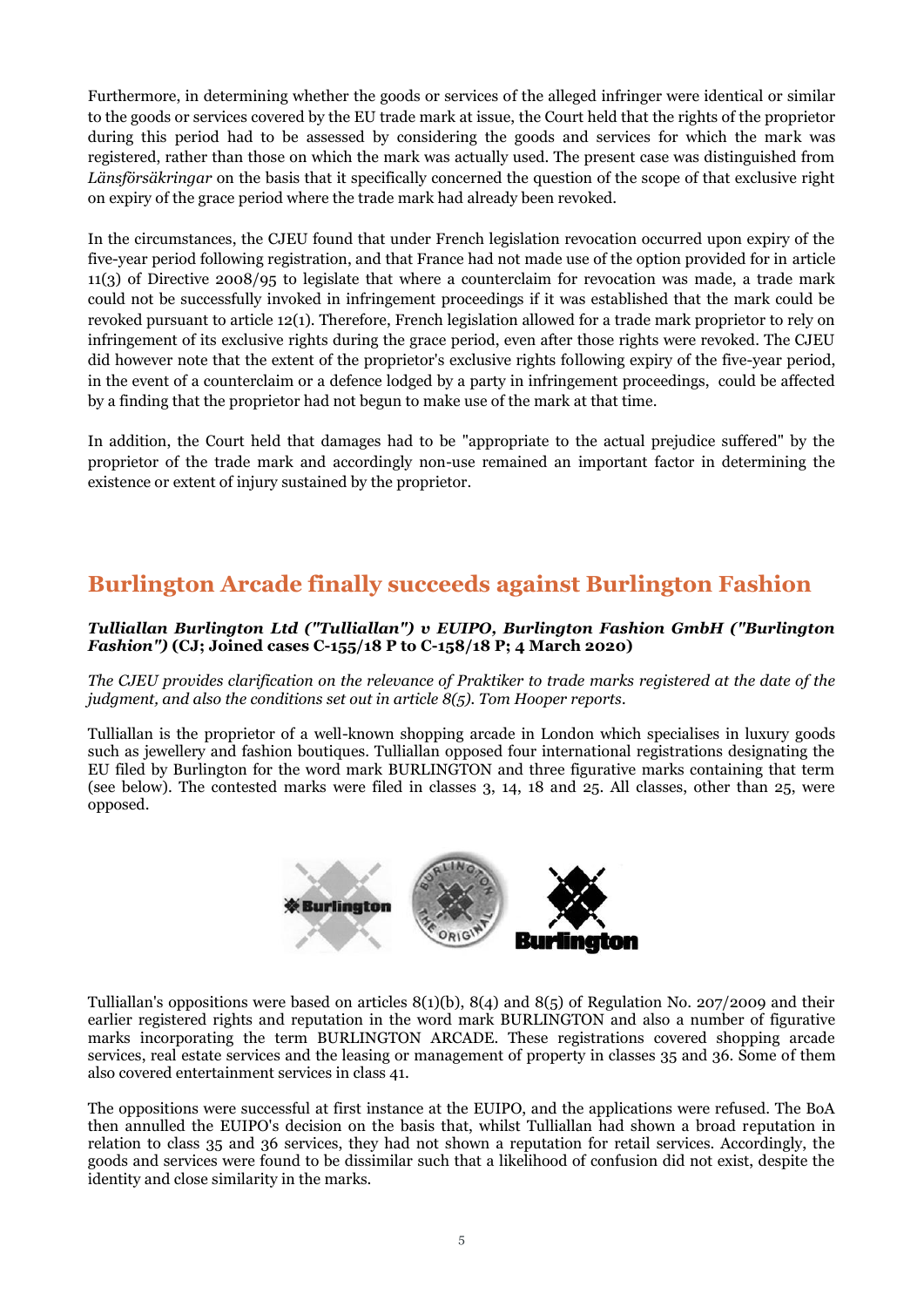Furthermore, in determining whether the goods or services of the alleged infringer were identical or similar to the goods or services covered by the EU trade mark at issue, the Court held that the rights of the proprietor during this period had to be assessed by considering the goods and services for which the mark was registered, rather than those on which the mark was actually used. The present case was distinguished from *Länsförsäkringar* on the basis that it specifically concerned the question of the scope of that exclusive right on expiry of the grace period where the trade mark had already been revoked.

In the circumstances, the CJEU found that under French legislation revocation occurred upon expiry of the five-year period following registration, and that France had not made use of the option provided for in article 11(3) of Directive 2008/95 to legislate that where a counterclaim for revocation was made, a trade mark could not be successfully invoked in infringement proceedings if it was established that the mark could be revoked pursuant to article 12(1). Therefore, French legislation allowed for a trade mark proprietor to rely on infringement of its exclusive rights during the grace period, even after those rights were revoked. The CJEU did however note that the extent of the proprietor's exclusive rights following expiry of the five-year period, in the event of a counterclaim or a defence lodged by a party in infringement proceedings, could be affected by a finding that the proprietor had not begun to make use of the mark at that time.

In addition, the Court held that damages had to be "appropriate to the actual prejudice suffered" by the proprietor of the trade mark and accordingly non-use remained an important factor in determining the existence or extent of injury sustained by the proprietor.

## Burlington Arcade finally succeeds against Burlington Fashion

***Tulliallan Burlington Ltd ("Tulliallan") v EUIPO, Burlington Fashion GmbH ("Burlington Fashion")*** **(CJ; Joined cases C-155/18 P to C-158/18 P; 4 March 2020)**

*The CJEU provides clarification on the relevance of Praktiker to trade marks registered at the date of the judgment, and also the conditions set out in article 8(5). Tom Hooper reports.*

Tulliallan is the proprietor of a well-known shopping arcade in London which specialises in luxury goods such as jewellery and fashion boutiques. Tulliallan opposed four international registrations designating the EU filed by Burlington for the word mark BURLINGTON and three figurative marks containing that term (see below). The contested marks were filed in classes 3, 14, 18 and 25. All classes, other than 25, were opposed.

Tulliallan's oppositions were based on articles 8(1)(b), 8(4) and 8(5) of Regulation No. 207/2009 and their earlier registered rights and reputation in the word mark BURLINGTON and also a number of figurative marks incorporating the term BURLINGTON ARCADE. These registrations covered shopping arcade services, real estate services and the leasing or management of property in classes 35 and 36. Some of them also covered entertainment services in class 41.

The oppositions were successful at first instance at the EUIPO, and the applications were refused. The BoA then annulled the EUIPO's decision on the basis that, whilst Tulliallan had shown a broad reputation in relation to class 35 and 36 services, they had not shown a reputation for retail services. Accordingly, the goods and services were found to be dissimilar such that a likelihood of confusion did not exist, despite the identity and close similarity in the marks.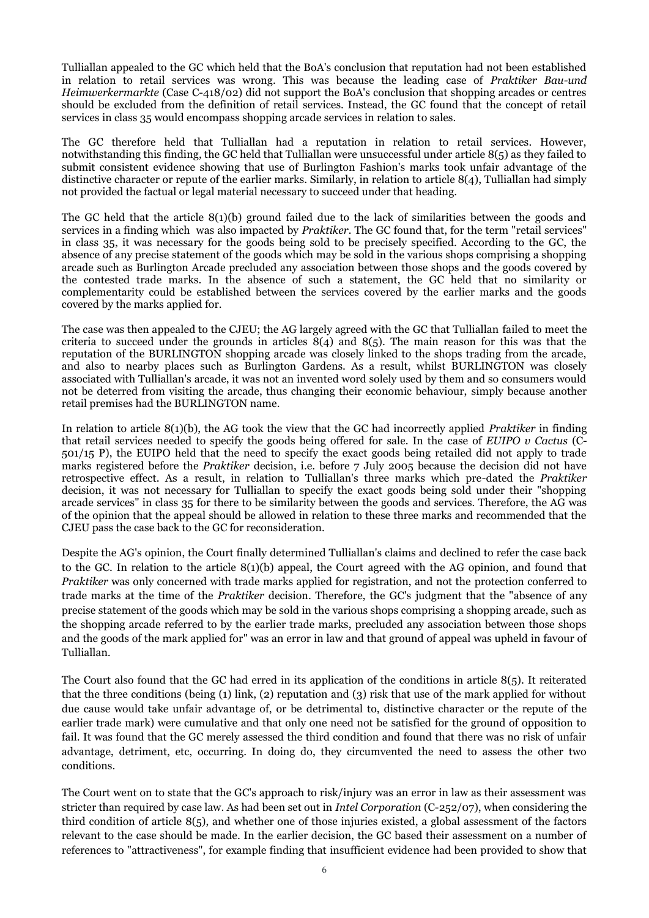Tulliallan appealed to the GC which held that the BoA's conclusion that reputation had not been established in relation to retail services was wrong. This was because the leading case of *Praktiker Bau-und Heimwerkermarkte* (Case C-418/02) did not support the BoA's conclusion that shopping arcades or centres should be excluded from the definition of retail services. Instead, the GC found that the concept of retail services in class 35 would encompass shopping arcade services in relation to sales.

The GC therefore held that Tulliallan had a reputation in relation to retail services. However, notwithstanding this finding, the GC held that Tulliallan were unsuccessful under article 8(5) as they failed to submit consistent evidence showing that use of Burlington Fashion's marks took unfair advantage of the distinctive character or repute of the earlier marks. Similarly, in relation to article 8(4), Tulliallan had simply not provided the factual or legal material necessary to succeed under that heading.

The GC held that the article 8(1)(b) ground failed due to the lack of similarities between the goods and services in a finding which was also impacted by *Praktiker*. The GC found that, for the term "retail services" in class 35, it was necessary for the goods being sold to be precisely specified. According to the GC, the absence of any precise statement of the goods which may be sold in the various shops comprising a shopping arcade such as Burlington Arcade precluded any association between those shops and the goods covered by the contested trade marks. In the absence of such a statement, the GC held that no similarity or complementarity could be established between the services covered by the earlier marks and the goods covered by the marks applied for.

The case was then appealed to the CJEU; the AG largely agreed with the GC that Tulliallan failed to meet the criteria to succeed under the grounds in articles 8(4) and 8(5). The main reason for this was that the reputation of the BURLINGTON shopping arcade was closely linked to the shops trading from the arcade, and also to nearby places such as Burlington Gardens. As a result, whilst BURLINGTON was closely associated with Tulliallan's arcade, it was not an invented word solely used by them and so consumers would not be deterred from visiting the arcade, thus changing their economic behaviour, simply because another retail premises had the BURLINGTON name.

In relation to article 8(1)(b), the AG took the view that the GC had incorrectly applied *Praktiker* in finding that retail services needed to specify the goods being offered for sale. In the case of *EUIPO v Cactus* (C-501/15 P), the EUIPO held that the need to specify the exact goods being retailed did not apply to trade marks registered before the *Praktiker* decision, i.e. before 7 July 2005 because the decision did not have retrospective effect. As a result, in relation to Tulliallan's three marks which pre-dated the *Praktiker* decision, it was not necessary for Tulliallan to specify the exact goods being sold under their "shopping arcade services" in class 35 for there to be similarity between the goods and services. Therefore, the AG was of the opinion that the appeal should be allowed in relation to these three marks and recommended that the CJEU pass the case back to the GC for reconsideration.

Despite the AG's opinion, the Court finally determined Tulliallan's claims and declined to refer the case back to the GC. In relation to the article 8(1)(b) appeal, the Court agreed with the AG opinion, and found that *Praktiker* was only concerned with trade marks applied for registration, and not the protection conferred to trade marks at the time of the *Praktiker* decision. Therefore, the GC's judgment that the "absence of any precise statement of the goods which may be sold in the various shops comprising a shopping arcade, such as the shopping arcade referred to by the earlier trade marks, precluded any association between those shops and the goods of the mark applied for" was an error in law and that ground of appeal was upheld in favour of Tulliallan.

The Court also found that the GC had erred in its application of the conditions in article 8(5). It reiterated that the three conditions (being (1) link, (2) reputation and (3) risk that use of the mark applied for without due cause would take unfair advantage of, or be detrimental to, distinctive character or the repute of the earlier trade mark) were cumulative and that only one need not be satisfied for the ground of opposition to fail. It was found that the GC merely assessed the third condition and found that there was no risk of unfair advantage, detriment, etc, occurring. In doing do, they circumvented the need to assess the other two conditions.

The Court went on to state that the GC's approach to risk/injury was an error in law as their assessment was stricter than required by case law. As had been set out in *Intel Corporation* (C-252/07), when considering the third condition of article 8(5), and whether one of those injuries existed, a global assessment of the factors relevant to the case should be made. In the earlier decision, the GC based their assessment on a number of references to "attractiveness", for example finding that insufficient evidence had been provided to show that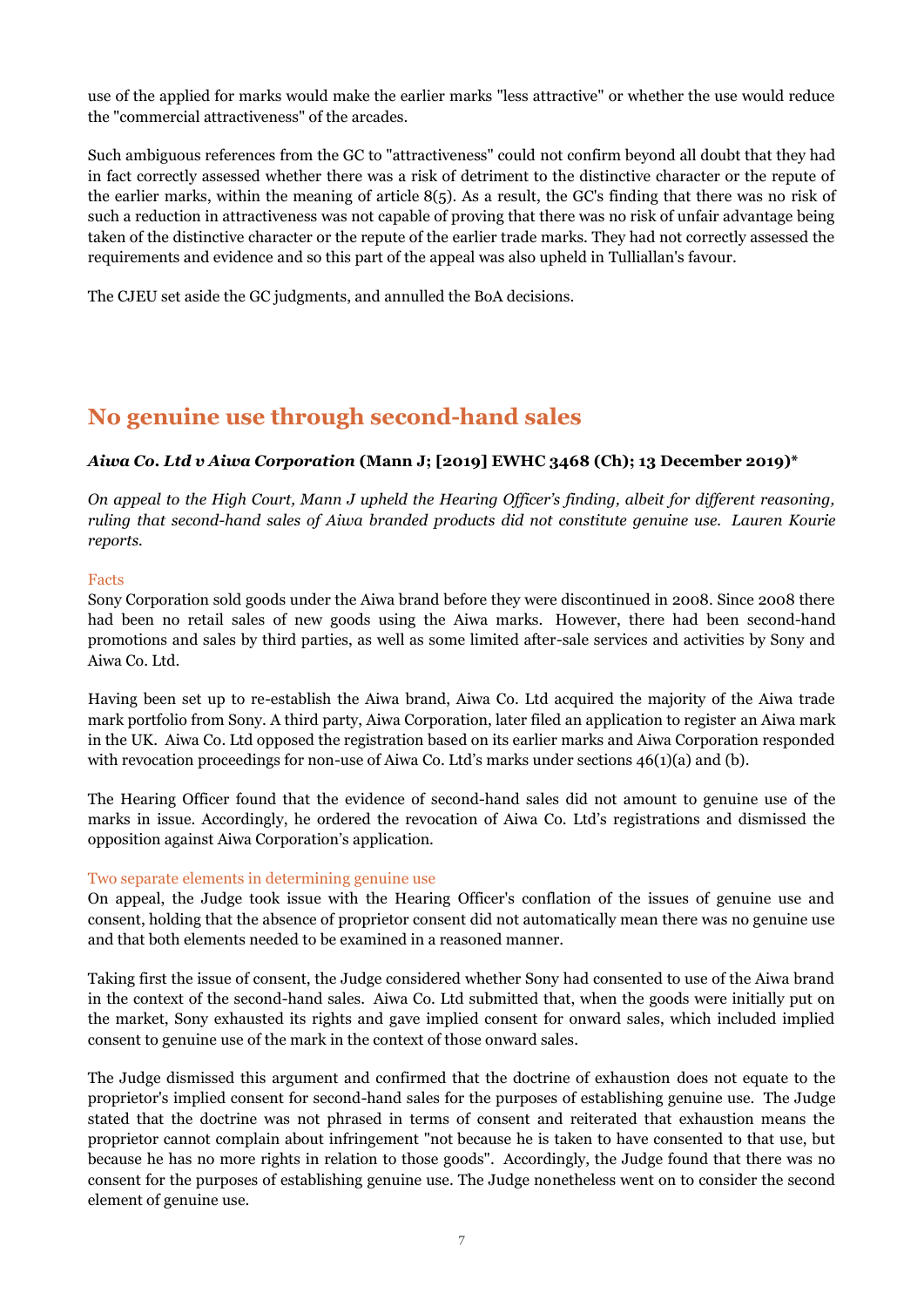use of the applied for marks would make the earlier marks "less attractive" or whether the use would reduce the "commercial attractiveness" of the arcades.

Such ambiguous references from the GC to "attractiveness" could not confirm beyond all doubt that they had in fact correctly assessed whether there was a risk of detriment to the distinctive character or the repute of the earlier marks, within the meaning of article 8(5). As a result, the GC's finding that there was no risk of such a reduction in attractiveness was not capable of proving that there was no risk of unfair advantage being taken of the distinctive character or the repute of the earlier trade marks. They had not correctly assessed the requirements and evidence and so this part of the appeal was also upheld in Tulliallan's favour.

The CJEU set aside the GC judgments, and annulled the BoA decisions.

## No genuine use through second-hand sales

***Aiwa Co. Ltd v Aiwa Corporation* (Mann J; [2019] EWHC 3468 (Ch); 13 December 2019)***

*On appeal to the High Court, Mann J upheld the Hearing Officer's finding, albeit for different reasoning, ruling that second-hand sales of Aiwa branded products did not constitute genuine use. Lauren Kourie reports.*

### Facts

Sony Corporation sold goods under the Aiwa brand before they were discontinued in 2008. Since 2008 there had been no retail sales of new goods using the Aiwa marks. However, there had been second-hand promotions and sales by third parties, as well as some limited after-sale services and activities by Sony and Aiwa Co. Ltd.

Having been set up to re-establish the Aiwa brand, Aiwa Co. Ltd acquired the majority of the Aiwa trade mark portfolio from Sony. A third party, Aiwa Corporation, later filed an application to register an Aiwa mark in the UK. Aiwa Co. Ltd opposed the registration based on its earlier marks and Aiwa Corporation responded with revocation proceedings for non-use of Aiwa Co. Ltd's marks under sections 46(1)(a) and (b).

The Hearing Officer found that the evidence of second-hand sales did not amount to genuine use of the marks in issue. Accordingly, he ordered the revocation of Aiwa Co. Ltd's registrations and dismissed the opposition against Aiwa Corporation's application.

### Two separate elements in determining genuine use

On appeal, the Judge took issue with the Hearing Officer's conflation of the issues of genuine use and consent, holding that the absence of proprietor consent did not automatically mean there was no genuine use and that both elements needed to be examined in a reasoned manner.

Taking first the issue of consent, the Judge considered whether Sony had consented to use of the Aiwa brand in the context of the second-hand sales. Aiwa Co. Ltd submitted that, when the goods were initially put on the market, Sony exhausted its rights and gave implied consent for onward sales, which included implied consent to genuine use of the mark in the context of those onward sales.

The Judge dismissed this argument and confirmed that the doctrine of exhaustion does not equate to the proprietor's implied consent for second-hand sales for the purposes of establishing genuine use. The Judge stated that the doctrine was not phrased in terms of consent and reiterated that exhaustion means the proprietor cannot complain about infringement "not because he is taken to have consented to that use, but because he has no more rights in relation to those goods". Accordingly, the Judge found that there was no consent for the purposes of establishing genuine use. The Judge nonetheless went on to consider the second element of genuine use.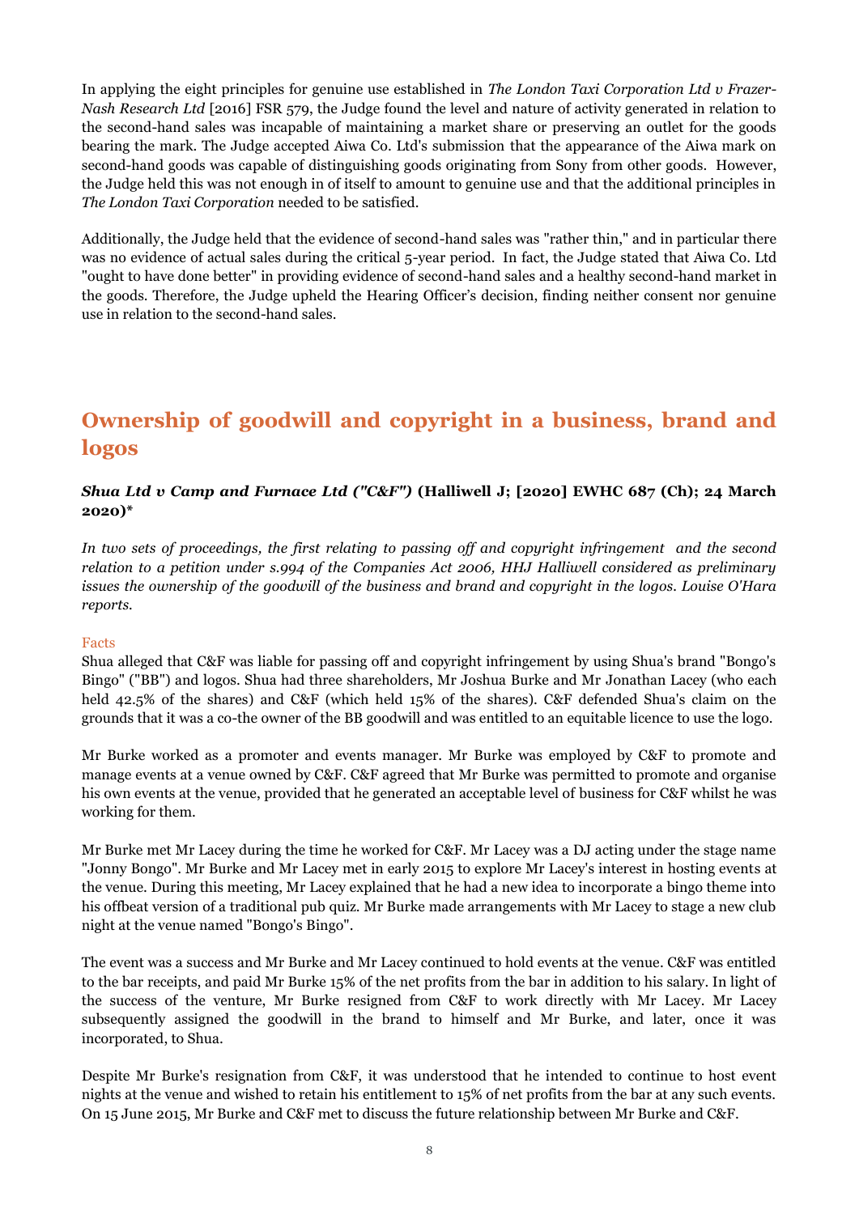In applying the eight principles for genuine use established in *The London Taxi Corporation Ltd v Frazer-Nash Research Ltd* [2016] FSR 579, the Judge found the level and nature of activity generated in relation to the second-hand sales was incapable of maintaining a market share or preserving an outlet for the goods bearing the mark. The Judge accepted Aiwa Co. Ltd's submission that the appearance of the Aiwa mark on second-hand goods was capable of distinguishing goods originating from Sony from other goods. However, the Judge held this was not enough in of itself to amount to genuine use and that the additional principles in *The London Taxi Corporation* needed to be satisfied.

Additionally, the Judge held that the evidence of second-hand sales was "rather thin," and in particular there was no evidence of actual sales during the critical 5-year period. In fact, the Judge stated that Aiwa Co. Ltd "ought to have done better" in providing evidence of second-hand sales and a healthy second-hand market in the goods. Therefore, the Judge upheld the Hearing Officer's decision, finding neither consent nor genuine use in relation to the second-hand sales.

## Ownership of goodwill and copyright in a business, brand and logos

### *Shua Ltd v Camp and Furnace Ltd ("C&F")* (Halliwell J; [2020] EWHC 687 (Ch); 24 March 2020)*

*In two sets of proceedings, the first relating to passing off and copyright infringement and the second relation to a petition under s.994 of the Companies Act 2006, HHJ Halliwell considered as preliminary issues the ownership of the goodwill of the business and brand and copyright in the logos. Louise O'Hara reports.*

#### Facts

Shua alleged that C&F was liable for passing off and copyright infringement by using Shua's brand "Bongo's Bingo" ("BB") and logos. Shua had three shareholders, Mr Joshua Burke and Mr Jonathan Lacey (who each held 42.5% of the shares) and C&F (which held 15% of the shares). C&F defended Shua's claim on the grounds that it was a co-the owner of the BB goodwill and was entitled to an equitable licence to use the logo.

Mr Burke worked as a promoter and events manager. Mr Burke was employed by C&F to promote and manage events at a venue owned by C&F. C&F agreed that Mr Burke was permitted to promote and organise his own events at the venue, provided that he generated an acceptable level of business for C&F whilst he was working for them.

Mr Burke met Mr Lacey during the time he worked for C&F. Mr Lacey was a DJ acting under the stage name "Jonny Bongo". Mr Burke and Mr Lacey met in early 2015 to explore Mr Lacey's interest in hosting events at the venue. During this meeting, Mr Lacey explained that he had a new idea to incorporate a bingo theme into his offbeat version of a traditional pub quiz. Mr Burke made arrangements with Mr Lacey to stage a new club night at the venue named "Bongo's Bingo".

The event was a success and Mr Burke and Mr Lacey continued to hold events at the venue. C&F was entitled to the bar receipts, and paid Mr Burke 15% of the net profits from the bar in addition to his salary. In light of the success of the venture, Mr Burke resigned from C&F to work directly with Mr Lacey. Mr Lacey subsequently assigned the goodwill in the brand to himself and Mr Burke, and later, once it was incorporated, to Shua.

Despite Mr Burke's resignation from C&F, it was understood that he intended to continue to host event nights at the venue and wished to retain his entitlement to 15% of net profits from the bar at any such events. On 15 June 2015, Mr Burke and C&F met to discuss the future relationship between Mr Burke and C&F.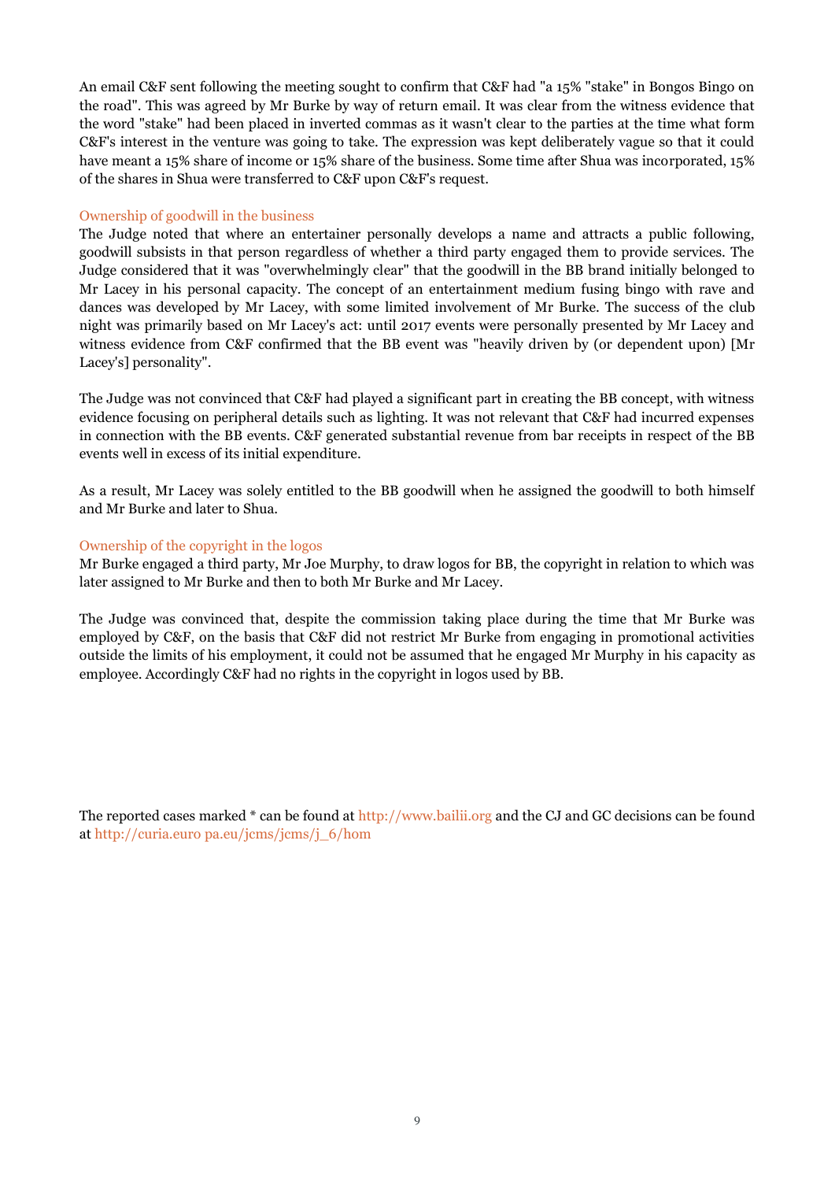An email C&F sent following the meeting sought to confirm that C&F had "a 15% "stake" in Bongos Bingo on the road". This was agreed by Mr Burke by way of return email. It was clear from the witness evidence that the word "stake" had been placed in inverted commas as it wasn't clear to the parties at the time what form C&F's interest in the venture was going to take. The expression was kept deliberately vague so that it could have meant a 15% share of income or 15% share of the business. Some time after Shua was incorporated, 15% of the shares in Shua were transferred to C&F upon C&F's request.

### Ownership of goodwill in the business

The Judge noted that where an entertainer personally develops a name and attracts a public following, goodwill subsists in that person regardless of whether a third party engaged them to provide services. The Judge considered that it was "overwhelmingly clear" that the goodwill in the BB brand initially belonged to Mr Lacey in his personal capacity. The concept of an entertainment medium fusing bingo with rave and dances was developed by Mr Lacey, with some limited involvement of Mr Burke. The success of the club night was primarily based on Mr Lacey's act: until 2017 events were personally presented by Mr Lacey and witness evidence from C&F confirmed that the BB event was "heavily driven by (or dependent upon) [Mr Lacey's] personality".

The Judge was not convinced that C&F had played a significant part in creating the BB concept, with witness evidence focusing on peripheral details such as lighting. It was not relevant that C&F had incurred expenses in connection with the BB events. C&F generated substantial revenue from bar receipts in respect of the BB events well in excess of its initial expenditure.

As a result, Mr Lacey was solely entitled to the BB goodwill when he assigned the goodwill to both himself and Mr Burke and later to Shua.

### Ownership of the copyright in the logos

Mr Burke engaged a third party, Mr Joe Murphy, to draw logos for BB, the copyright in relation to which was later assigned to Mr Burke and then to both Mr Burke and Mr Lacey.

The Judge was convinced that, despite the commission taking place during the time that Mr Burke was employed by C&F, on the basis that C&F did not restrict Mr Burke from engaging in promotional activities outside the limits of his employment, it could not be assumed that he engaged Mr Murphy in his capacity as employee. Accordingly C&F had no rights in the copyright in logos used by BB.

The reported cases marked * can be found at http://www.bailii.org and the CJ and GC decisions can be found at http://curia.euro pa.eu/jcms/jcms/j_6/hom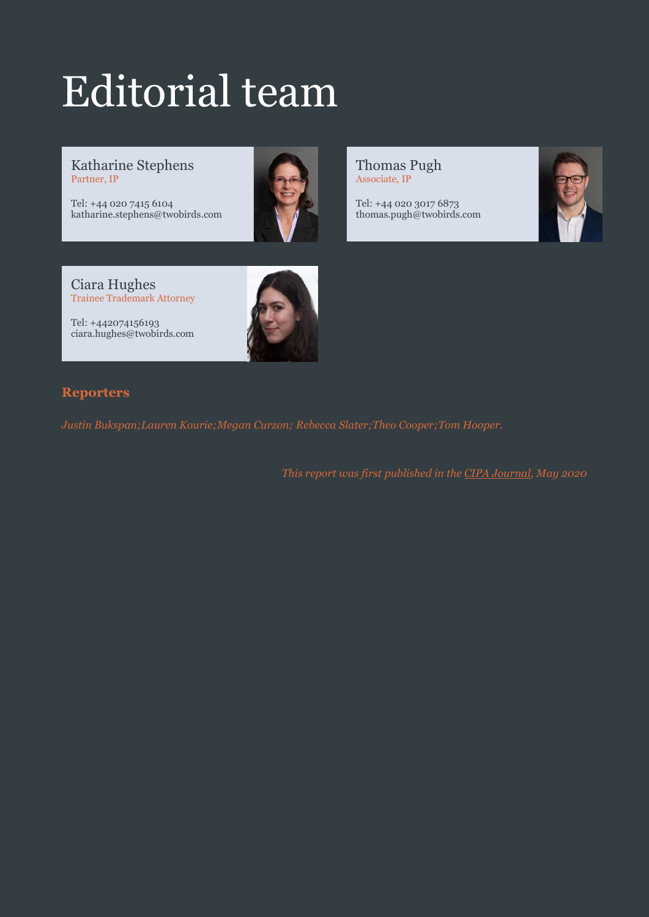# Editorial team

**Katharine Stephens**
Partner, IP

Tel: +44 020 7415 6104
katharine.stephens@twobirds.com

**Thomas Pugh**
Associate, IP

Tel: +44 020 3017 6873
thomas.pugh@twobirds.com

**Ciara Hughes**
Trainee Trademark Attorney

Tel: +442074156193
ciara.hughes@twobirds.com

## Reporters

*Justin Bukspan;Lauren Kourie;Megan Curzon; Rebecca Slater;Theo Cooper;Tom Hooper.*

*This report was first published in the CIPA Journal, May 2020*